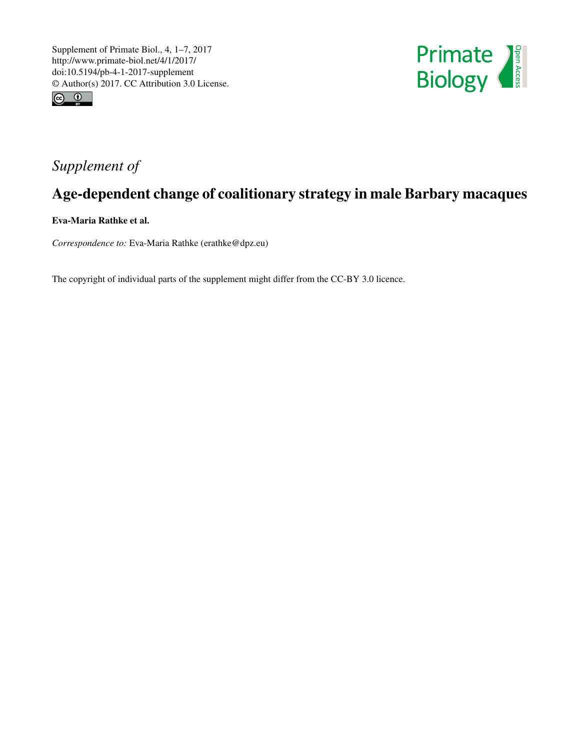Supplement of Primate Biol., 4, 1–7, 2017
http://www.primate-biol.net/4/1/2017/
doi:10.5194/pb-4-1-2017-supplement
© Author(s) 2017. CC Attribution 3.0 License.

*Supplement of*

# Age-dependent change of coalitionary strategy in male Barbary macaques

**Eva-Maria Rathke et al.**

*Correspondence to:* Eva-Maria Rathke (erathke@dpz.eu)

The copyright of individual parts of the supplement might differ from the CC-BY 3.0 licence.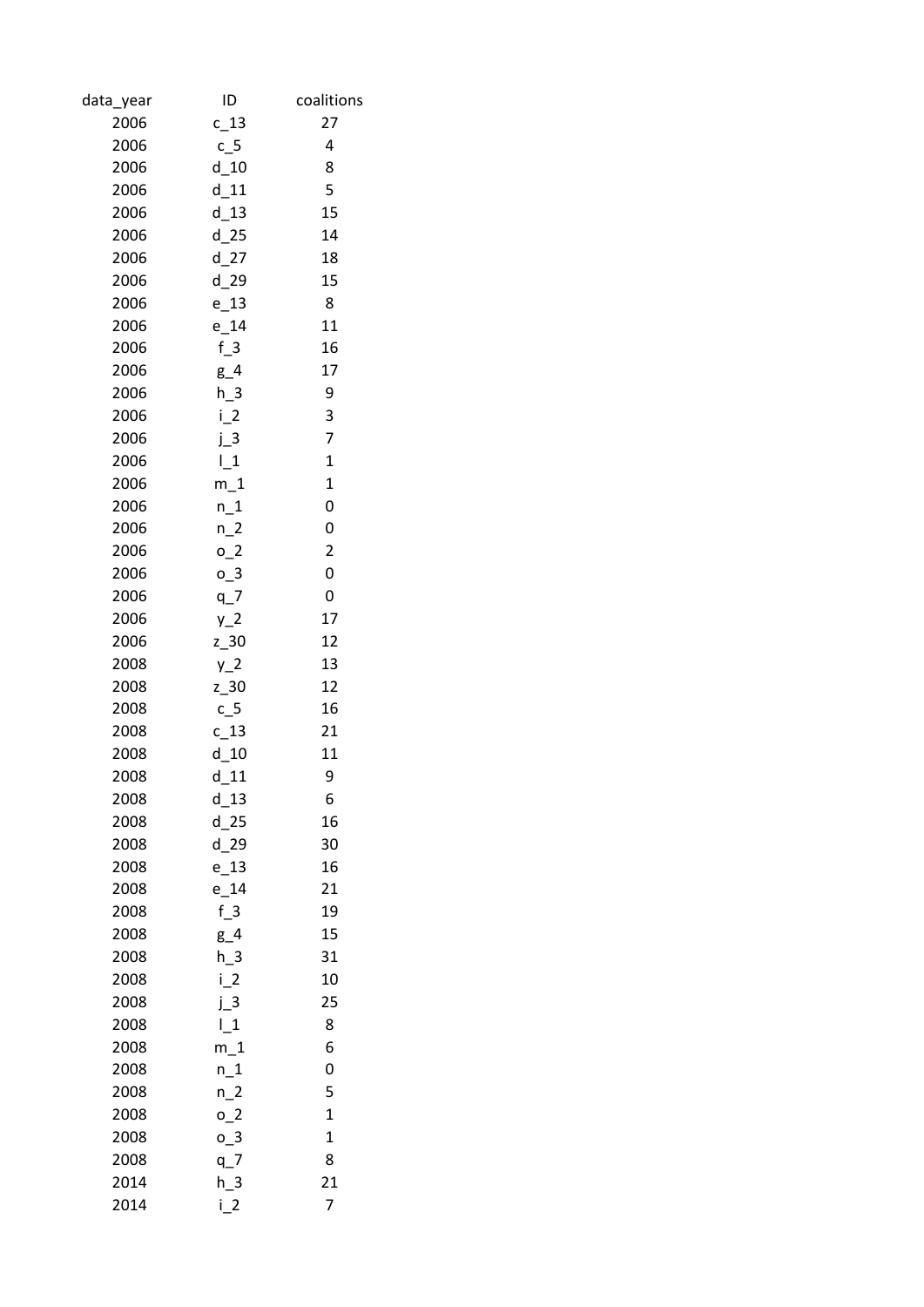| data_year | ID | coalitions |
|---|---|---|
| 2006 | c_13 | 27 |
| 2006 | c_5 | 4 |
| 2006 | d_10 | 8 |
| 2006 | d_11 | 5 |
| 2006 | d_13 | 15 |
| 2006 | d_25 | 14 |
| 2006 | d_27 | 18 |
| 2006 | d_29 | 15 |
| 2006 | e_13 | 8 |
| 2006 | e_14 | 11 |
| 2006 | f_3 | 16 |
| 2006 | g_4 | 17 |
| 2006 | h_3 | 9 |
| 2006 | i_2 | 3 |
| 2006 | j_3 | 7 |
| 2006 | l_1 | 1 |
| 2006 | m_1 | 1 |
| 2006 | n_1 | 0 |
| 2006 | n_2 | 0 |
| 2006 | o_2 | 2 |
| 2006 | o_3 | 0 |
| 2006 | q_7 | 0 |
| 2006 | y_2 | 17 |
| 2006 | z_30 | 12 |
| 2008 | y_2 | 13 |
| 2008 | z_30 | 12 |
| 2008 | c_5 | 16 |
| 2008 | c_13 | 21 |
| 2008 | d_10 | 11 |
| 2008 | d_11 | 9 |
| 2008 | d_13 | 6 |
| 2008 | d_25 | 16 |
| 2008 | d_29 | 30 |
| 2008 | e_13 | 16 |
| 2008 | e_14 | 21 |
| 2008 | f_3 | 19 |
| 2008 | g_4 | 15 |
| 2008 | h_3 | 31 |
| 2008 | i_2 | 10 |
| 2008 | j_3 | 25 |
| 2008 | l_1 | 8 |
| 2008 | m_1 | 6 |
| 2008 | n_1 | 0 |
| 2008 | n_2 | 5 |
| 2008 | o_2 | 1 |
| 2008 | o_3 | 1 |
| 2008 | q_7 | 8 |
| 2014 | h_3 | 21 |
| 2014 | i_2 | 7 |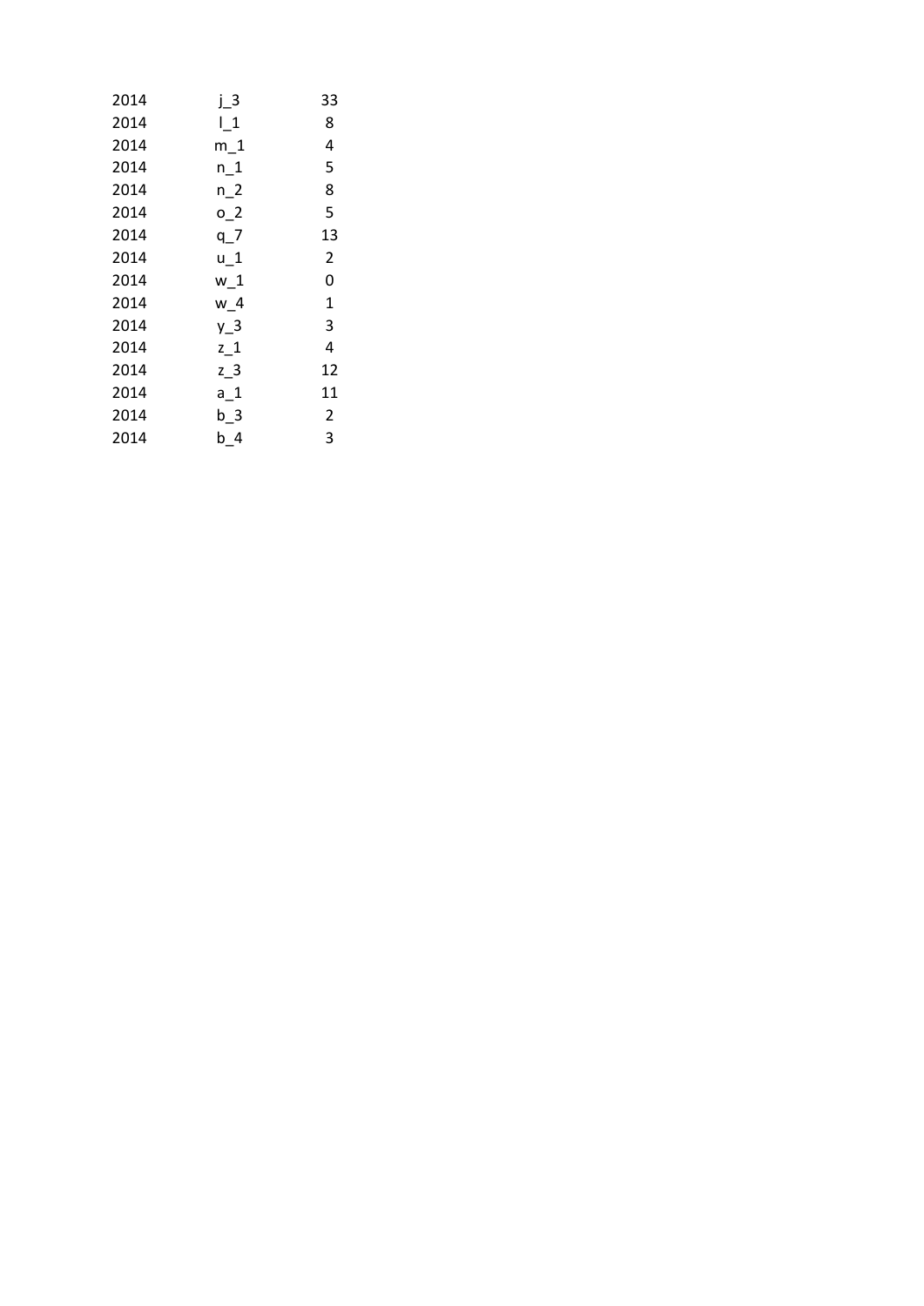| | | |
|---|---|---|
| 2014 | j_3 | 33 |
| 2014 | l_1 | 8 |
| 2014 | m_1 | 4 |
| 2014 | n_1 | 5 |
| 2014 | n_2 | 8 |
| 2014 | o_2 | 5 |
| 2014 | q_7 | 13 |
| 2014 | u_1 | 2 |
| 2014 | w_1 | 0 |
| 2014 | w_4 | 1 |
| 2014 | y_3 | 3 |
| 2014 | z_1 | 4 |
| 2014 | z_3 | 12 |
| 2014 | a_1 | 11 |
| 2014 | b_3 | 2 |
| 2014 | b_4 | 3 |